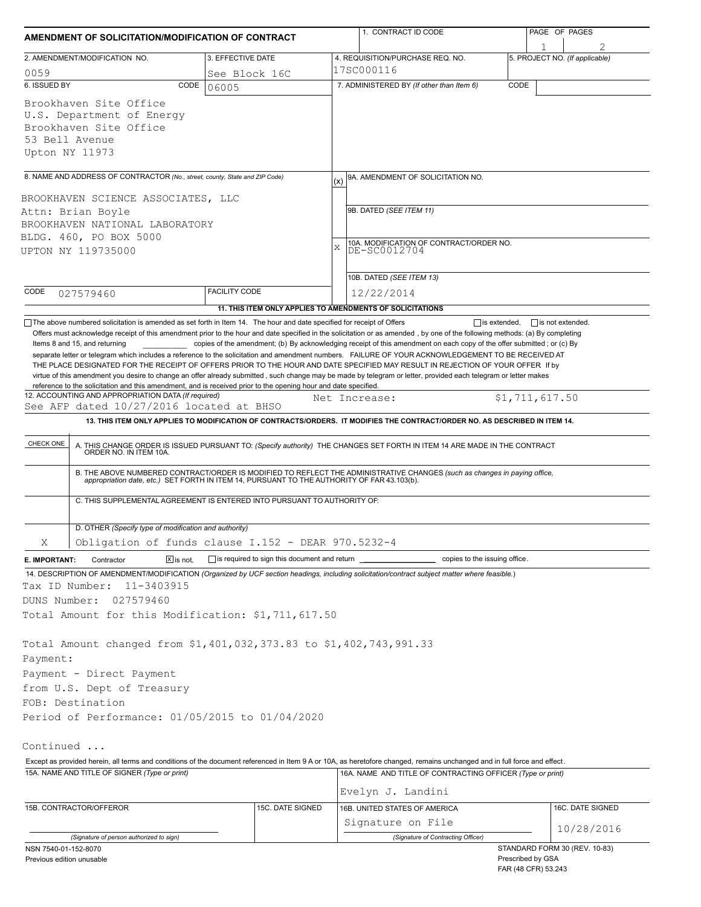# AMENDMENT OF SOLICITATION/MODIFICATION OF CONTRACT

| 1. CONTRACT ID CODE | PAGE OF PAGES |
|---|---|
| | 1 of 2 |

| 2. AMENDMENT/MODIFICATION NO. | 3. EFFECTIVE DATE | 4. REQUISITION/PURCHASE REQ. NO. | 5. PROJECT NO. (If applicable) |
|---|---|---|---|
| 0059 | See Block 16C | 17SC000116 | |

**6. ISSUED BY** CODE 06005

Brookhaven Site Office
U.S. Department of Energy
Brookhaven Site Office
53 Bell Avenue
Upton NY 11973

**7. ADMINISTERED BY** *(If other than Item 6)* CODE

**8. NAME AND ADDRESS OF CONTRACTOR** *(No., street, county, State and ZIP Code)*

BROOKHAVEN SCIENCE ASSOCIATES, LLC
Attn: Brian Boyle
BROOKHAVEN NATIONAL LABORATORY
BLDG. 460, PO BOX 5000
UPTON NY 119735000

CODE 027579460 FACILITY CODE

(x) 9A. AMENDMENT OF SOLICITATION NO.

9B. DATED *(SEE ITEM 11)*

X 10A. MODIFICATION OF CONTRACT/ORDER NO.
DE-SC0012704

10B. DATED *(SEE ITEM 13)*
12/22/2014

**11. THIS ITEM ONLY APPLIES TO AMENDMENTS OF SOLICITATIONS**

☐ The above numbered solicitation is amended as set forth in Item 14. The hour and date specified for receipt of Offers ☐ is extended, ☐ is not extended.
Offers must acknowledge receipt of this amendment prior to the hour and date specified in the solicitation or as amended , by one of the following methods: (a) By completing Items 8 and 15, and returning \_\_\_\_\_\_\_\_\_\_ copies of the amendment; (b) By acknowledging receipt of this amendment on each copy of the offer submitted ; or (c) By separate letter or telegram which includes a reference to the solicitation and amendment numbers. FAILURE OF YOUR ACKNOWLEDGEMENT TO BE RECEIVED AT THE PLACE DESIGNATED FOR THE RECEIPT OF OFFERS PRIOR TO THE HOUR AND DATE SPECIFIED MAY RESULT IN REJECTION OF YOUR OFFER If by virtue of this amendment you desire to change an offer already submitted , such change may be made by telegram or letter, provided each telegram or letter makes reference to the solicitation and this amendment, and is received prior to the opening hour and date specified.

**12. ACCOUNTING AND APPROPRIATION DATA** *(If required)*
See AFP dated 10/27/2016 located at BHSO Net Increase: $1,711,617.50

**13. THIS ITEM ONLY APPLIES TO MODIFICATION OF CONTRACTS/ORDERS. IT MODIFIES THE CONTRACT/ORDER NO. AS DESCRIBED IN ITEM 14.**

| CHECK ONE | |
|---|---|
| | A. THIS CHANGE ORDER IS ISSUED PURSUANT TO: *(Specify authority)* THE CHANGES SET FORTH IN ITEM 14 ARE MADE IN THE CONTRACT ORDER NO. IN ITEM 10A. |
| | B. THE ABOVE NUMBERED CONTRACT/ORDER IS MODIFIED TO REFLECT THE ADMINISTRATIVE CHANGES *(such as changes in paying office, appropriation date, etc.)* SET FORTH IN ITEM 14, PURSUANT TO THE AUTHORITY OF FAR 43.103(b). |
| | C. THIS SUPPLEMENTAL AGREEMENT IS ENTERED INTO PURSUANT TO AUTHORITY OF: |
| X | D. OTHER *(Specify type of modification and authority)* Obligation of funds clause I.152 - DEAR 970.5232-4 |

**E. IMPORTANT:** Contractor ☒ is not, ☐ is required to sign this document and return \_\_\_\_\_\_\_\_\_\_ copies to the issuing office.

**14. DESCRIPTION OF AMENDMENT/MODIFICATION** *(Organized by UCF section headings, including solicitation/contract subject matter where feasible.)*

Tax ID Number: 11-3403915
DUNS Number: 027579460
Total Amount for this Modification: $1,711,617.50

Total Amount changed from $1,401,032,373.83 to $1,402,743,991.33
Payment:
Payment - Direct Payment
from U.S. Dept of Treasury
FOB: Destination
Period of Performance: 01/05/2015 to 01/04/2020

Continued ...

Except as provided herein, all terms and conditions of the document referenced in Item 9 A or 10A, as heretofore changed, remains unchanged and in full force and effect.

| 15A. NAME AND TITLE OF SIGNER (Type or print) | | 16A. NAME AND TITLE OF CONTRACTING OFFICER (Type or print) | |
|---|---|---|---|
| | | Evelyn J. Landini | |
| 15B. CONTRACTOR/OFFEROR | 15C. DATE SIGNED | 16B. UNITED STATES OF AMERICA | 16C. DATE SIGNED |
| (Signature of person authorized to sign) | | Signature on File (Signature of Contracting Officer) | 10/28/2016 |

NSN 7540-01-152-8070
Previous edition unusable

STANDARD FORM 30 (REV. 10-83)
Prescribed by GSA
FAR (48 CFR) 53.243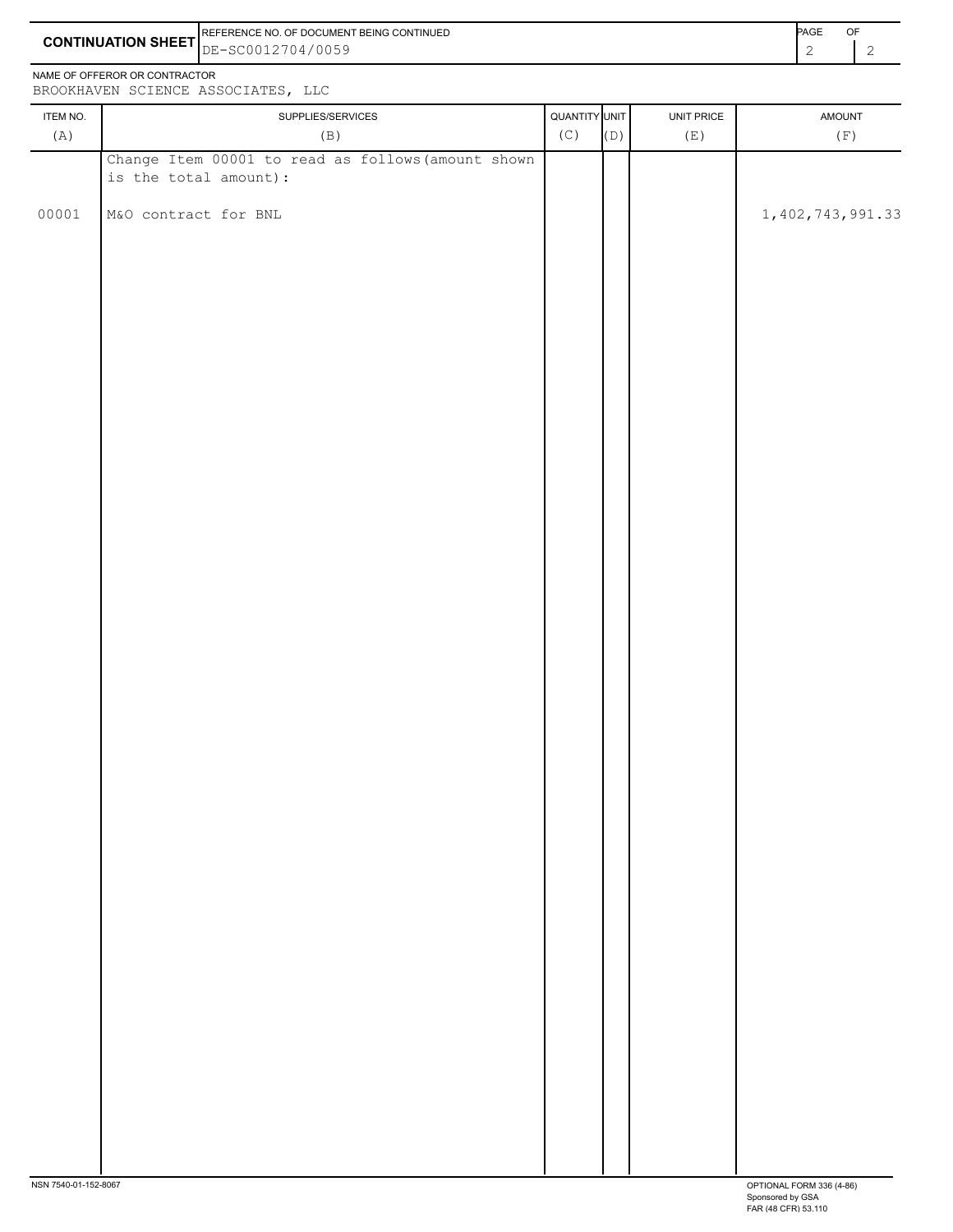**CONTINUATION SHEET**

REFERENCE NO. OF DOCUMENT BEING CONTINUED: DE-SC0012704/0059

NAME OF OFFEROR OR CONTRACTOR: BROOKHAVEN SCIENCE ASSOCIATES, LLC

| ITEM NO. (A) | SUPPLIES/SERVICES (B) | QUANTITY (C) | UNIT (D) | UNIT PRICE (E) | AMOUNT (F) |
|---|---|---|---|---|---|
| | Change Item 00001 to read as follows(amount shown is the total amount): | | | | |
| 00001 | M&O contract for BNL | | | | 1,402,743,991.33 |

NSN 7540-01-152-8067

OPTIONAL FORM 336 (4-86)
Sponsored by GSA
FAR (48 CFR) 53.110